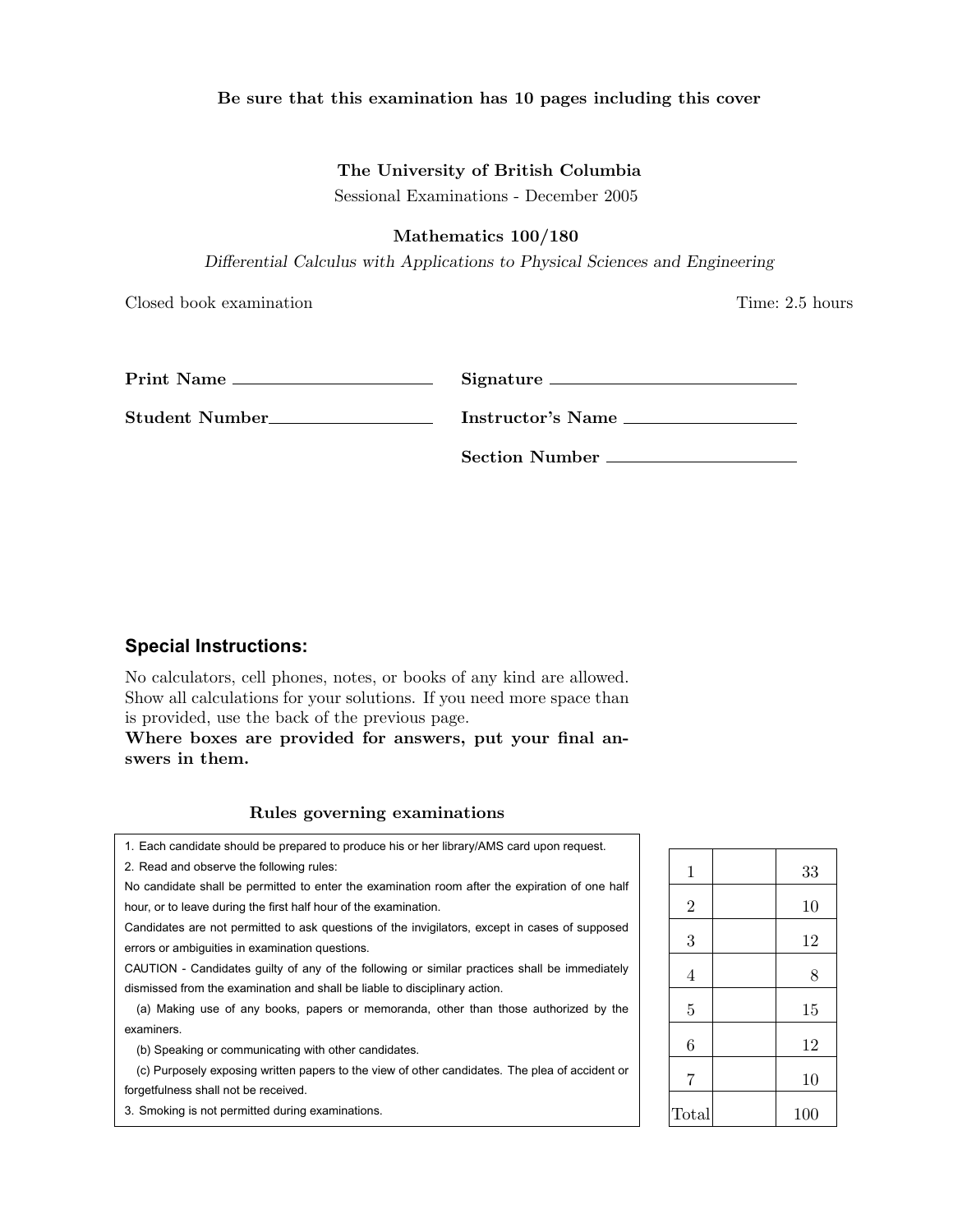**Be sure that this examination has 10 pages including this cover**

**The University of British Columbia**

Sessional Examinations - December 2005

**Mathematics 100/180**

*Differential Calculus with Applications to Physical Sciences and Engineering*

Closed book examination

Time: 2.5 hours

**Print Name** \_\_\_\_\_\_\_\_\_\_\_\_\_\_\_\_\_\_\_\_ **Signature** \_\_\_\_\_\_\_\_\_\_\_\_\_\_\_\_\_\_\_\_

**Student Number**\_\_\_\_\_\_\_\_\_\_\_\_\_\_\_\_\_\_\_\_ **Instructor's Name** \_\_\_\_\_\_\_\_\_\_\_\_\_\_\_\_\_\_\_\_

**Section Number** \_\_\_\_\_\_\_\_\_\_\_\_\_\_\_\_\_\_\_\_

## Special Instructions:

No calculators, cell phones, notes, or books of any kind are allowed. Show all calculations for your solutions. If you need more space than is provided, use the back of the previous page.

**Where boxes are provided for answers, put your final answers in them.**

### Rules governing examinations

1. Each candidate should be prepared to produce his or her library/AMS card upon request.
2. Read and observe the following rules:

No candidate shall be permitted to enter the examination room after the expiration of one half hour, or to leave during the first half hour of the examination.

Candidates are not permitted to ask questions of the invigilators, except in cases of supposed errors or ambiguities in examination questions.

CAUTION - Candidates guilty of any of the following or similar practices shall be immediately dismissed from the examination and shall be liable to disciplinary action.

(a) Making use of any books, papers or memoranda, other than those authorized by the examiners.

(b) Speaking or communicating with other candidates.

(c) Purposely exposing written papers to the view of other candidates. The plea of accident or forgetfulness shall not be received.

3. Smoking is not permitted during examinations.

| | | |
|---|---|---|
| 1 | | 33 |
| 2 | | 10 |
| 3 | | 12 |
| 4 | | 8 |
| 5 | | 15 |
| 6 | | 12 |
| 7 | | 10 |
| Total | | 100 |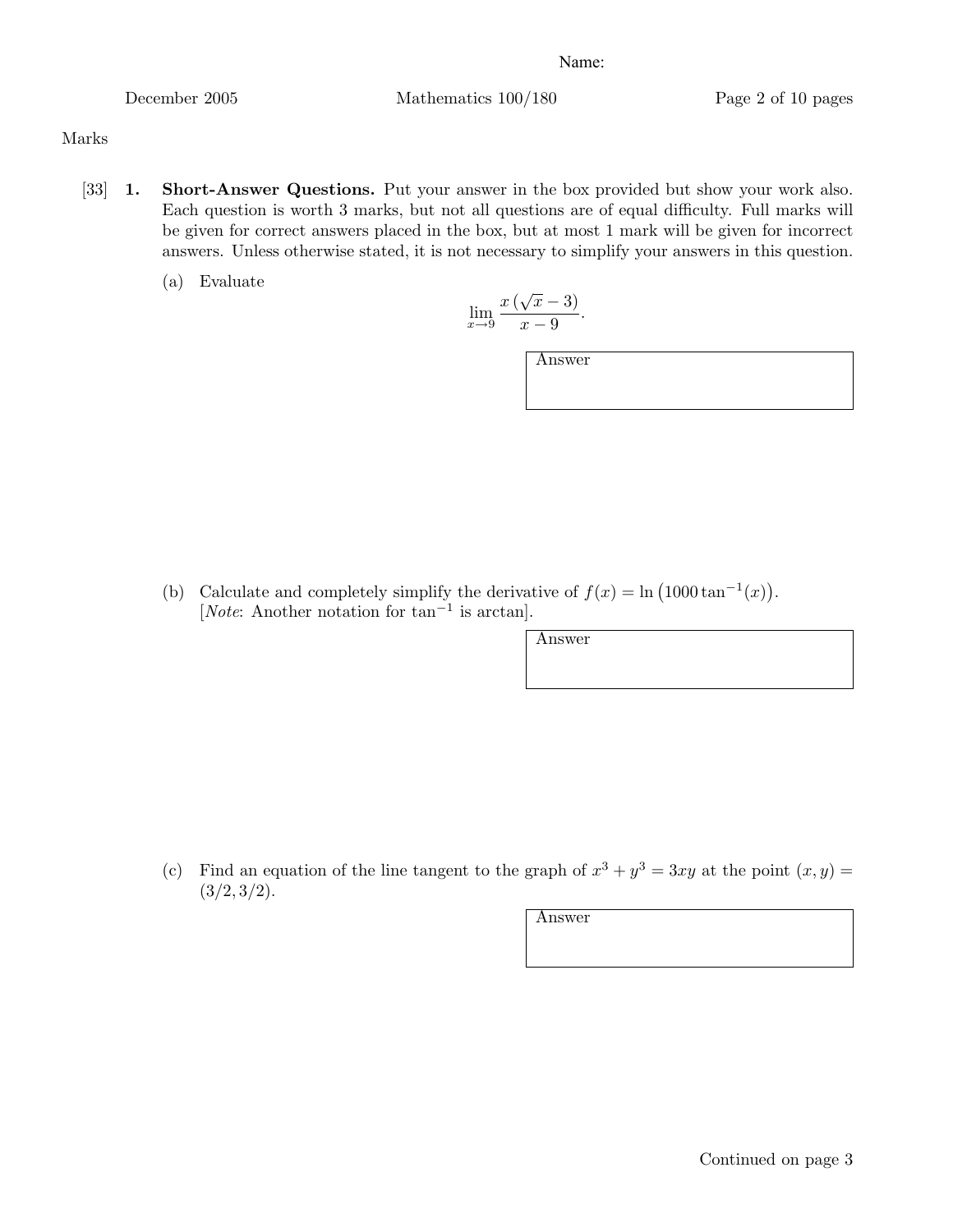Name:

Marks

[33] **1. Short-Answer Questions.** Put your answer in the box provided but show your work also. Each question is worth 3 marks, but not all questions are of equal difficulty. Full marks will be given for correct answers placed in the box, but at most 1 mark will be given for incorrect answers. Unless otherwise stated, it is not necessary to simplify your answers in this question.

(a) Evaluate

$$\lim_{x \to 9} \frac{x\left(\sqrt{x} - 3\right)}{x - 9}.$$

Answer

(b) Calculate and completely simplify the derivative of $f(x) = \ln\left(1000 \tan^{-1}(x)\right)$.
[*Note*: Another notation for $\tan^{-1}$ is arctan].

Answer

(c) Find an equation of the line tangent to the graph of $x^3 + y^3 = 3xy$ at the point $(x, y) = (3/2, 3/2)$.

Answer

Continued on page 3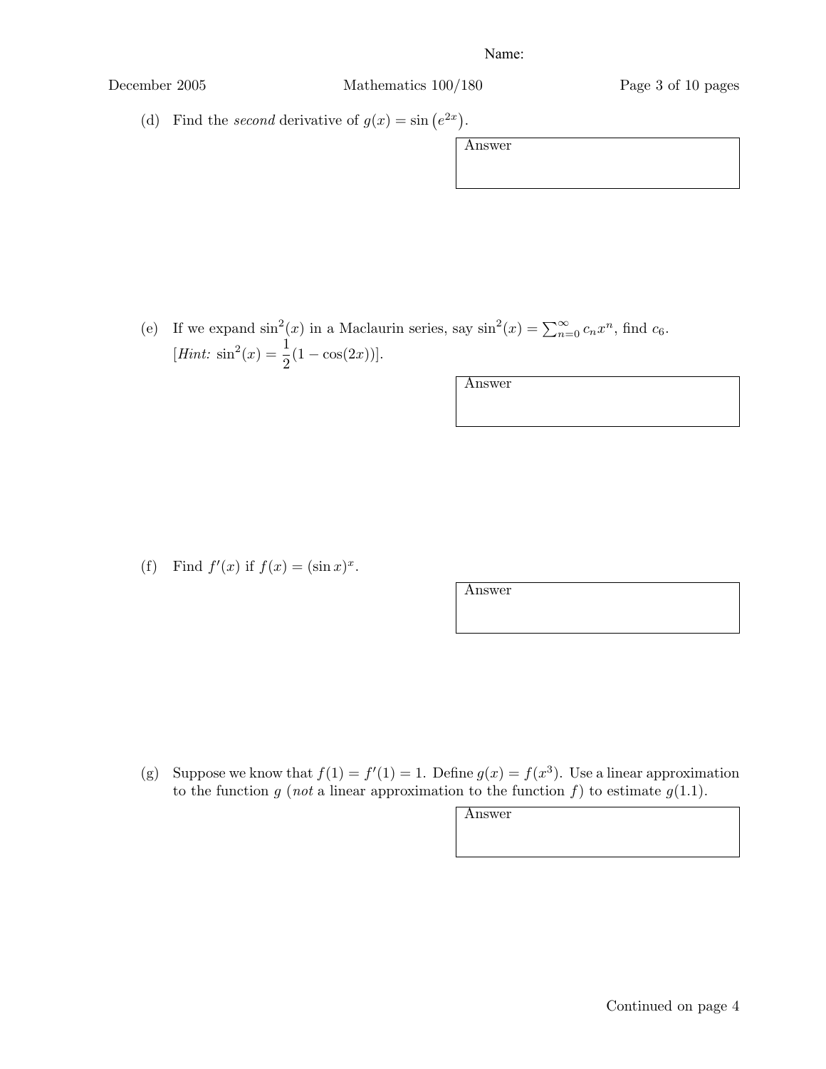Name:

(d) Find the *second* derivative of $g(x) = \sin\left(e^{2x}\right)$.

Answer

(e) If we expand $\sin^2(x)$ in a Maclaurin series, say $\sin^2(x) = \sum_{n=0}^{\infty} c_n x^n$, find $c_6$.
[*Hint:* $\sin^2(x) = \dfrac{1}{2}(1 - \cos(2x))$].

Answer

(f) Find $f'(x)$ if $f(x) = (\sin x)^x$.

Answer

(g) Suppose we know that $f(1) = f'(1) = 1$. Define $g(x) = f(x^3)$. Use a linear approximation to the function $g$ (*not* a linear approximation to the function $f$) to estimate $g(1.1)$.

Answer

Continued on page 4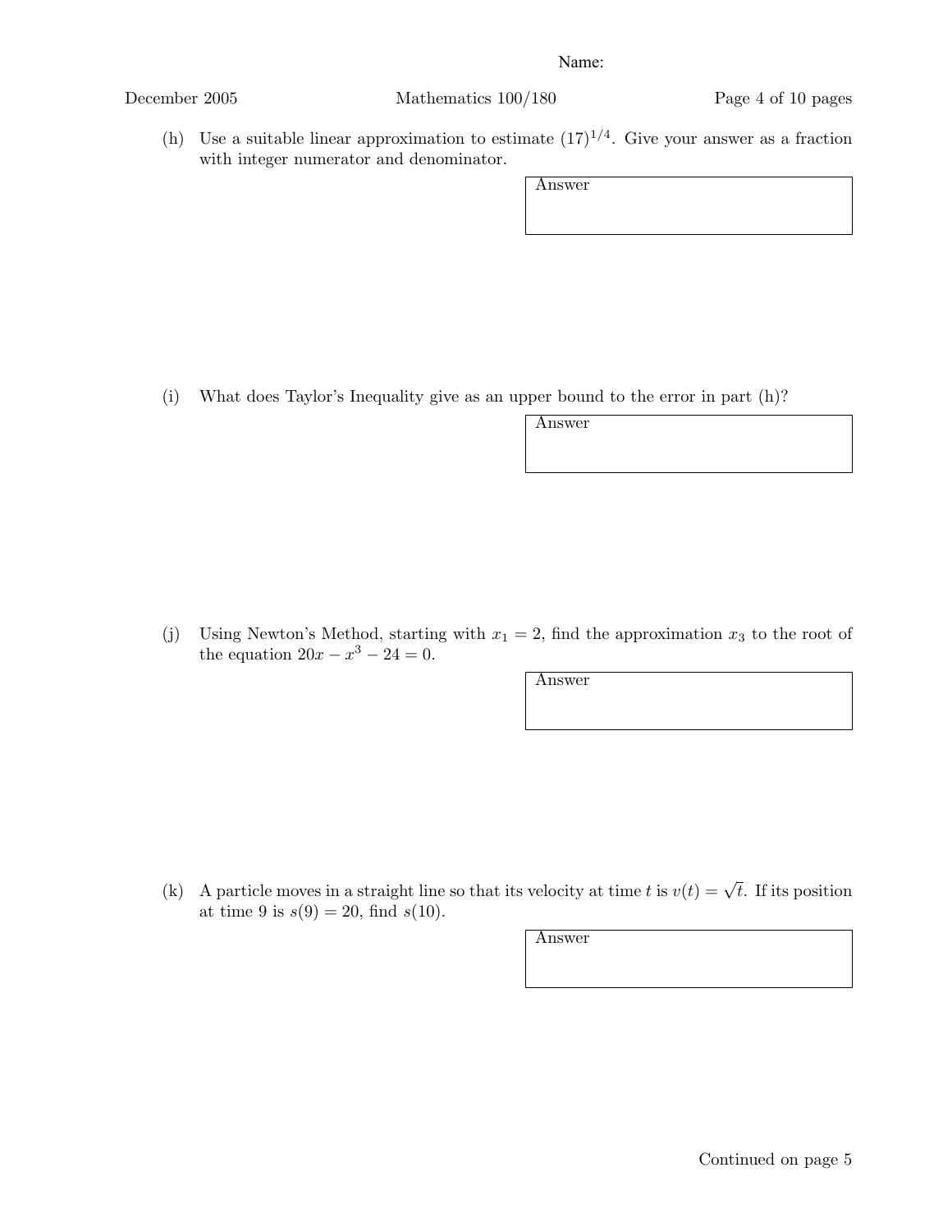(h) Use a suitable linear approximation to estimate $(17)^{1/4}$. Give your answer as a fraction with integer numerator and denominator.

Answer

(i) What does Taylor's Inequality give as an upper bound to the error in part (h)?

Answer

(j) Using Newton's Method, starting with $x_1 = 2$, find the approximation $x_3$ to the root of the equation $20x - x^3 - 24 = 0$.

Answer

(k) A particle moves in a straight line so that its velocity at time $t$ is $v(t) = \sqrt{t}$. If its position at time 9 is $s(9) = 20$, find $s(10)$.

Answer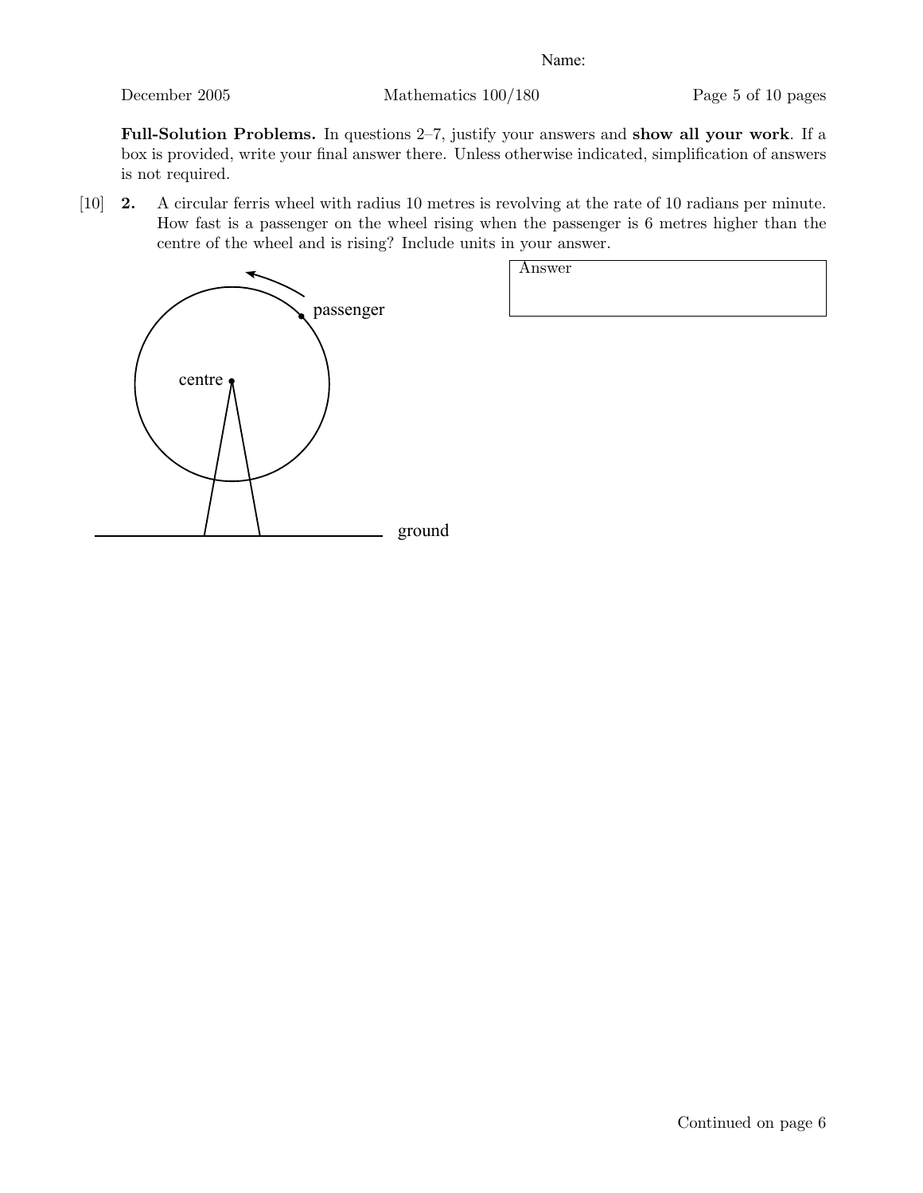Name:

**Full-Solution Problems.** In questions 2–7, justify your answers and **show all your work**. If a box is provided, write your final answer there. Unless otherwise indicated, simplification of answers is not required.

[10] **2.** A circular ferris wheel with radius 10 metres is revolving at the rate of 10 radians per minute. How fast is a passenger on the wheel rising when the passenger is 6 metres higher than the centre of the wheel and is rising? Include units in your answer.

| Answer |
|---|
| |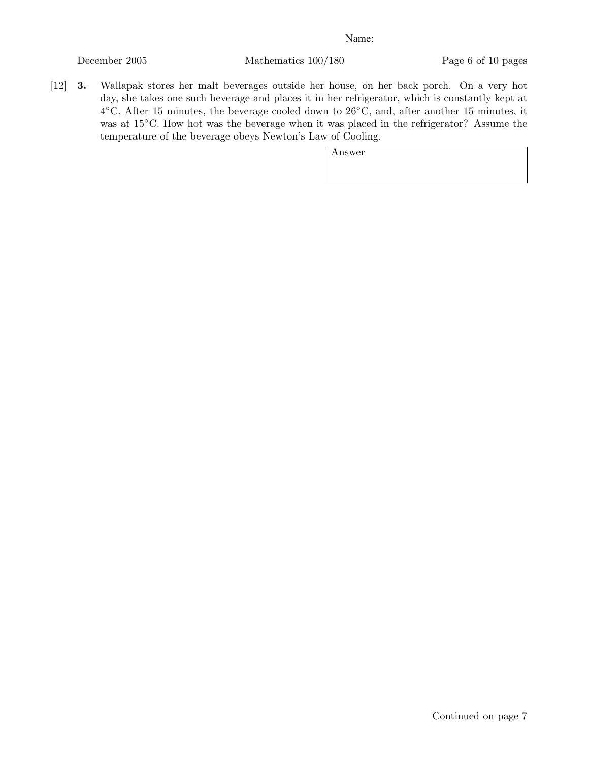Name:

[12] **3.** Wallapak stores her malt beverages outside her house, on her back porch. On a very hot day, she takes one such beverage and places it in her refrigerator, which is constantly kept at $4^\circ$C. After 15 minutes, the beverage cooled down to $26^\circ$C, and, after another 15 minutes, it was at $15^\circ$C. How hot was the beverage when it was placed in the refrigerator? Assume the temperature of the beverage obeys Newton's Law of Cooling.

| Answer |
| --- |
| |

Continued on page 7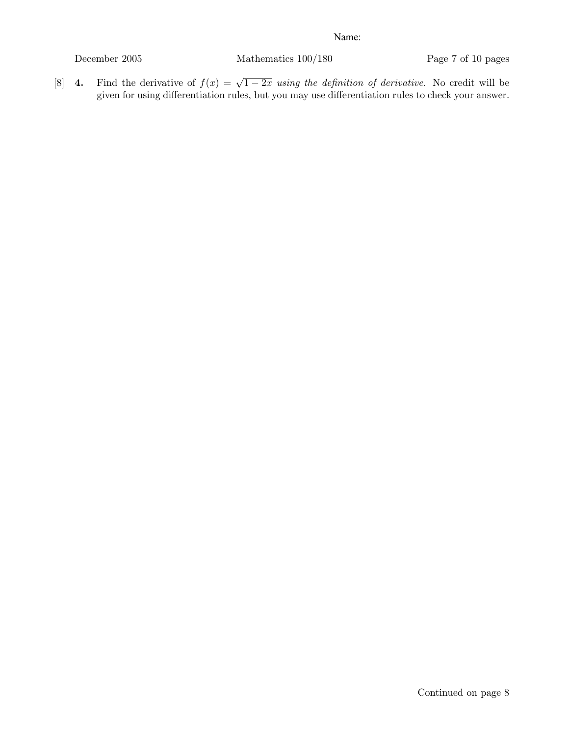[8] **4.** Find the derivative of $f(x) = \sqrt{1 - 2x}$ *using the definition of derivative*. No credit will be given for using differentiation rules, but you may use differentiation rules to check your answer.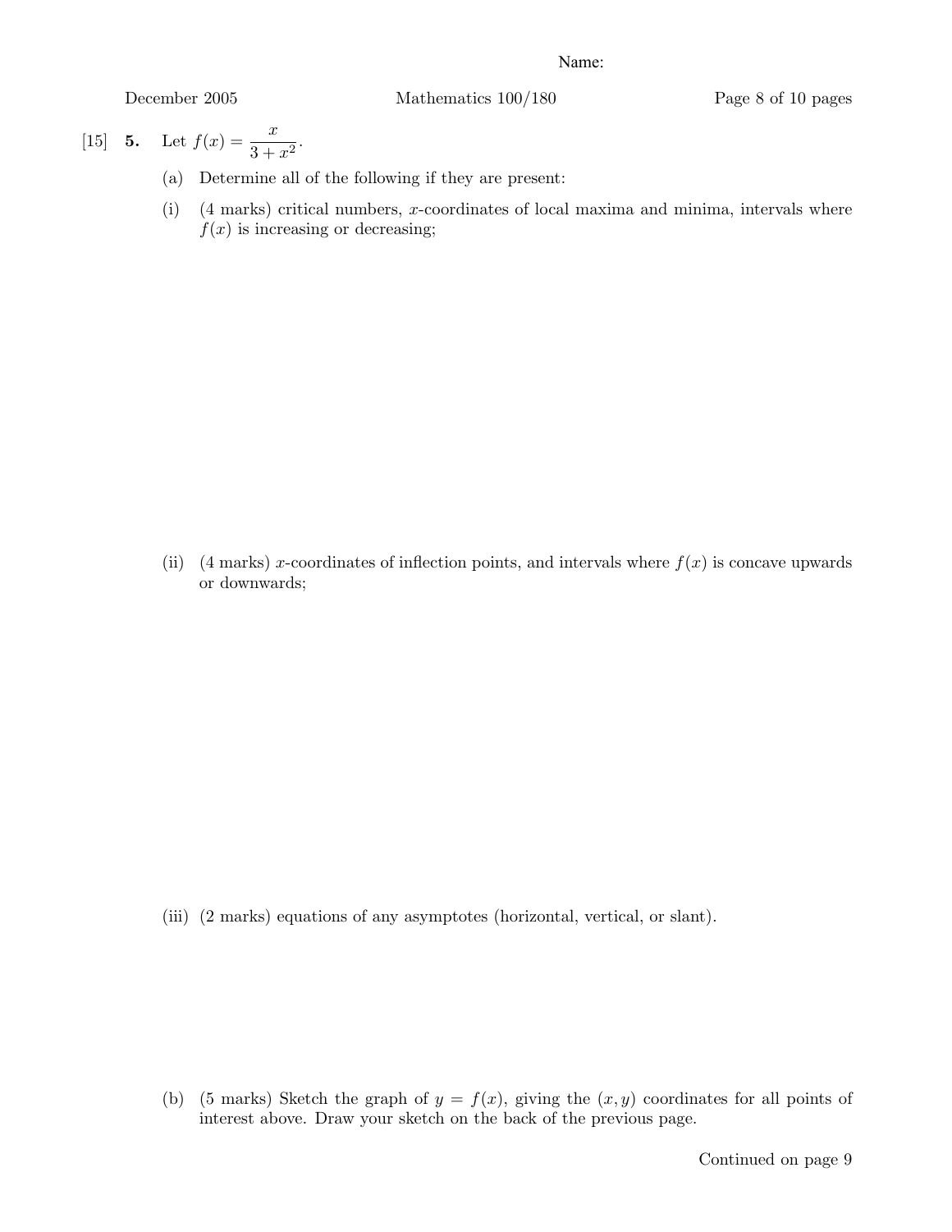[15] **5.** Let $f(x) = \dfrac{x}{3 + x^2}$.

(a) Determine all of the following if they are present:

(i) (4 marks) critical numbers, $x$-coordinates of local maxima and minima, intervals where $f(x)$ is increasing or decreasing;

(ii) (4 marks) $x$-coordinates of inflection points, and intervals where $f(x)$ is concave upwards or downwards;

(iii) (2 marks) equations of any asymptotes (horizontal, vertical, or slant).

(b) (5 marks) Sketch the graph of $y = f(x)$, giving the $(x, y)$ coordinates for all points of interest above. Draw your sketch on the back of the previous page.

Continued on page 9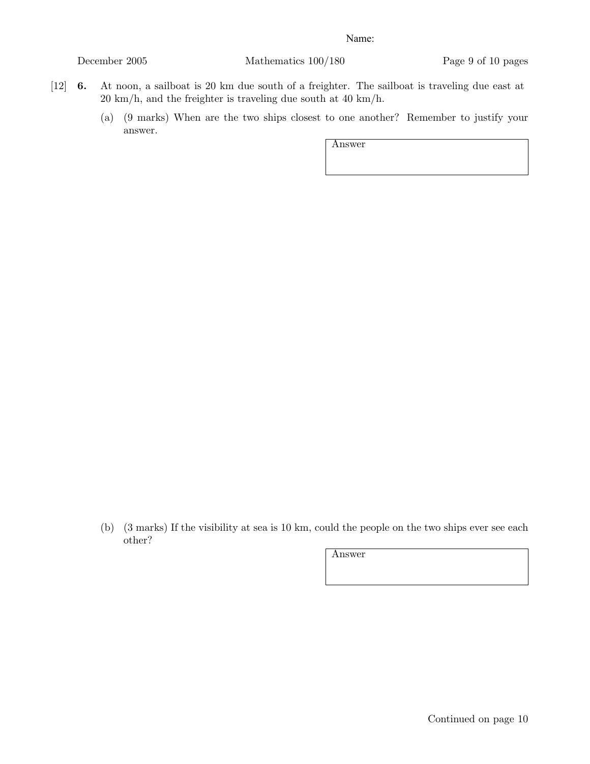Name:

[12] **6.** At noon, a sailboat is 20 km due south of a freighter. The sailboat is traveling due east at 20 km/h, and the freighter is traveling due south at 40 km/h.

(a) (9 marks) When are the two ships closest to one another? Remember to justify your answer.

| Answer |
|---|
| |

(b) (3 marks) If the visibility at sea is 10 km, could the people on the two ships ever see each other?

| Answer |
|---|
| |

Continued on page 10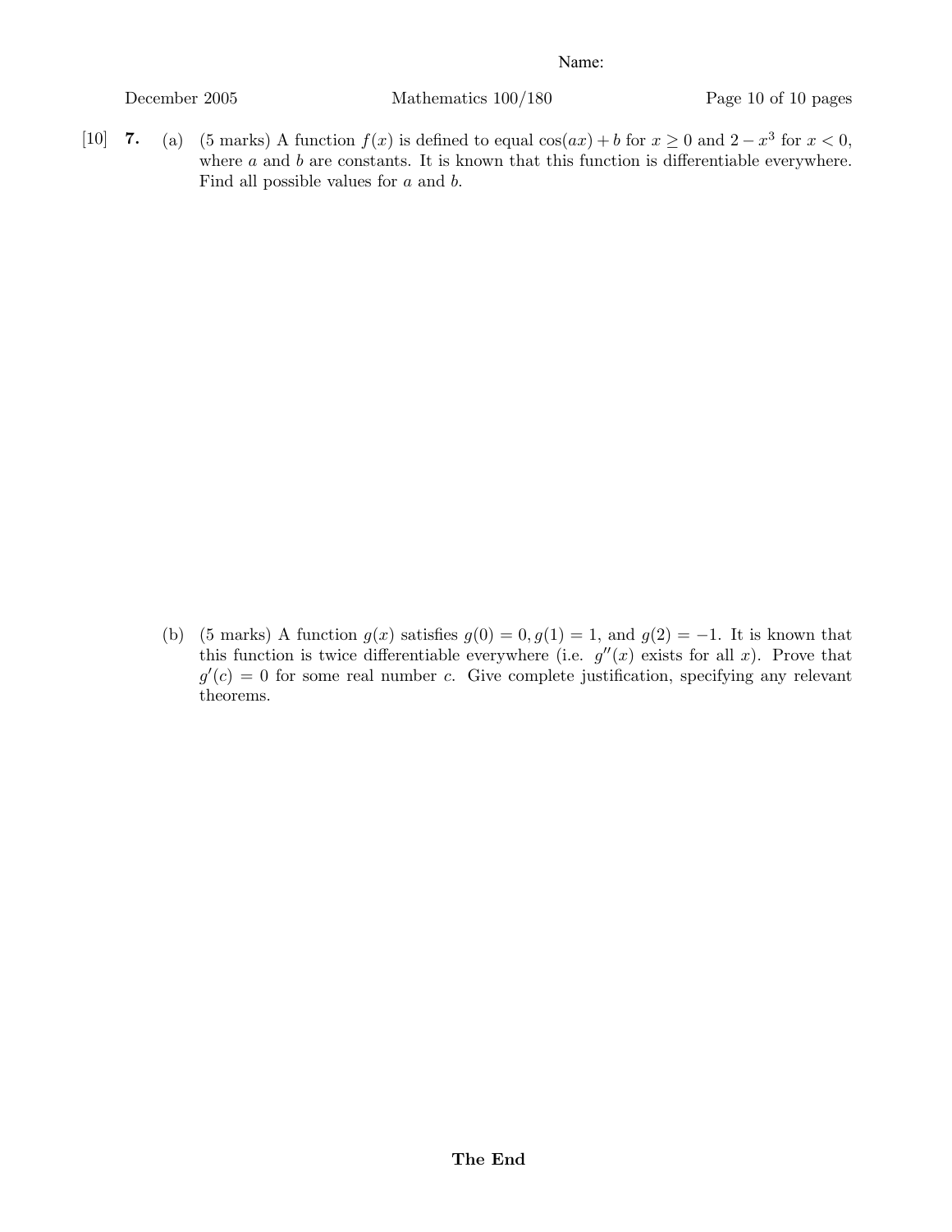Name:

[10] **7.** (a) (5 marks) A function $f(x)$ is defined to equal $\cos(ax) + b$ for $x \geq 0$ and $2 - x^3$ for $x < 0$, where $a$ and $b$ are constants. It is known that this function is differentiable everywhere. Find all possible values for $a$ and $b$.

(b) (5 marks) A function $g(x)$ satisfies $g(0) = 0, g(1) = 1$, and $g(2) = -1$. It is known that this function is twice differentiable everywhere (i.e. $g''(x)$ exists for all $x$). Prove that $g'(c) = 0$ for some real number $c$. Give complete justification, specifying any relevant theorems.

**The End**